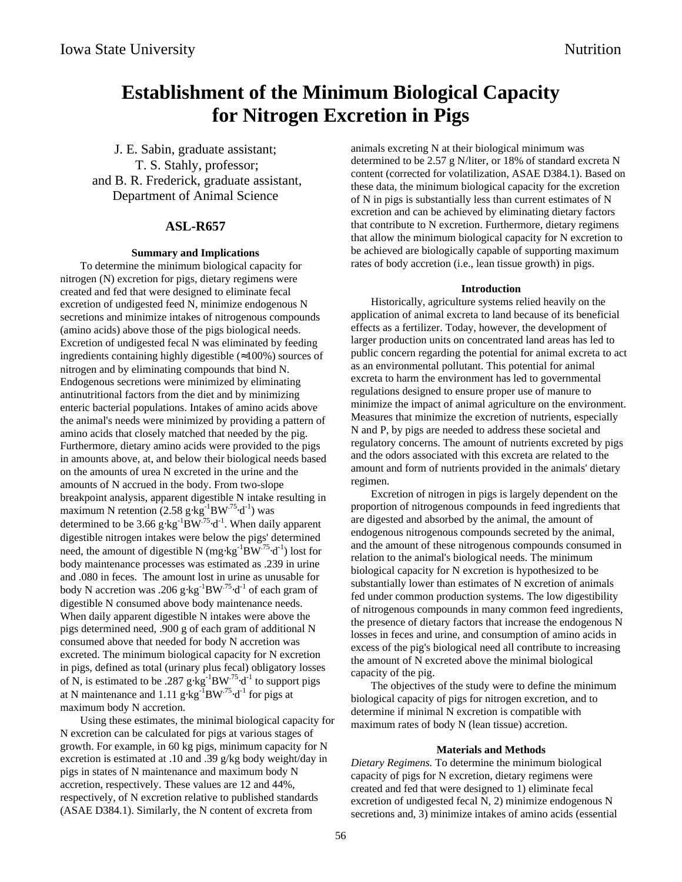# Establishment of the Minimum Biological Capacity for Nitrogen Excretion in Pigs

J. E. Sabin, graduate assistant;
T. S. Stahly, professor;
and B. R. Frederick, graduate assistant,
Department of Animal Science

## ASL-R657

### Summary and Implications

To determine the minimum biological capacity for nitrogen (N) excretion for pigs, dietary regimens were created and fed that were designed to eliminate fecal excretion of undigested feed N, minimize endogenous N secretions and minimize intakes of nitrogenous compounds (amino acids) above those of the pigs biological needs. Excretion of undigested fecal N was eliminated by feeding ingredients containing highly digestible (≈100%) sources of nitrogen and by eliminating compounds that bind N. Endogenous secretions were minimized by eliminating antinutritional factors from the diet and by minimizing enteric bacterial populations. Intakes of amino acids above the animal's needs were minimized by providing a pattern of amino acids that closely matched that needed by the pig. Furthermore, dietary amino acids were provided to the pigs in amounts above, at, and below their biological needs based on the amounts of urea N excreted in the urine and the amounts of N accrued in the body. From two-slope breakpoint analysis, apparent digestible N intake resulting in maximum N retention ($2.58\ g{\cdot}kg^{-1}BW^{.75}{\cdot}d^{-1}$) was determined to be $3.66\ g{\cdot}kg^{-1}BW^{.75}{\cdot}d^{-1}$. When daily apparent digestible nitrogen intakes were below the pigs' determined need, the amount of digestible N ($mg{\cdot}kg^{-1}BW^{.75}{\cdot}d^{-1}$) lost for body maintenance processes was estimated as .239 in urine and .080 in feces. The amount lost in urine as unusable for body N accretion was .206 $g{\cdot}kg^{-1}BW^{.75}{\cdot}d^{-1}$ of each gram of digestible N consumed above body maintenance needs. When daily apparent digestible N intakes were above the pigs determined need, .900 g of each gram of additional N consumed above that needed for body N accretion was excreted. The minimum biological capacity for N excretion in pigs, defined as total (urinary plus fecal) obligatory losses of N, is estimated to be .287 $g{\cdot}kg^{-1}BW^{.75}{\cdot}d^{-1}$ to support pigs at N maintenance and 1.11 $g{\cdot}kg^{-1}BW^{.75}{\cdot}d^{-1}$ for pigs at maximum body N accretion.

Using these estimates, the minimal biological capacity for N excretion can be calculated for pigs at various stages of growth. For example, in 60 kg pigs, minimum capacity for N excretion is estimated at .10 and .39 g/kg body weight/day in pigs in states of N maintenance and maximum body N accretion, respectively. These values are 12 and 44%, respectively, of N excretion relative to published standards (ASAE D384.1). Similarly, the N content of excreta from animals excreting N at their biological minimum was determined to be 2.57 g N/liter, or 18% of standard excreta N content (corrected for volatilization, ASAE D384.1). Based on these data, the minimum biological capacity for the excretion of N in pigs is substantially less than current estimates of N excretion and can be achieved by eliminating dietary factors that contribute to N excretion. Furthermore, dietary regimens that allow the minimum biological capacity for N excretion to be achieved are biologically capable of supporting maximum rates of body accretion (i.e., lean tissue growth) in pigs.

### Introduction

Historically, agriculture systems relied heavily on the application of animal excreta to land because of its beneficial effects as a fertilizer. Today, however, the development of larger production units on concentrated land areas has led to public concern regarding the potential for animal excreta to act as an environmental pollutant. This potential for animal excreta to harm the environment has led to governmental regulations designed to ensure proper use of manure to minimize the impact of animal agriculture on the environment. Measures that minimize the excretion of nutrients, especially N and P, by pigs are needed to address these societal and regulatory concerns. The amount of nutrients excreted by pigs and the odors associated with this excreta are related to the amount and form of nutrients provided in the animals' dietary regimen.

Excretion of nitrogen in pigs is largely dependent on the proportion of nitrogenous compounds in feed ingredients that are digested and absorbed by the animal, the amount of endogenous nitrogenous compounds secreted by the animal, and the amount of these nitrogenous compounds consumed in relation to the animal's biological needs. The minimum biological capacity for N excretion is hypothesized to be substantially lower than estimates of N excretion of animals fed under common production systems. The low digestibility of nitrogenous compounds in many common feed ingredients, the presence of dietary factors that increase the endogenous N losses in feces and urine, and consumption of amino acids in excess of the pig's biological need all contribute to increasing the amount of N excreted above the minimal biological capacity of the pig.

The objectives of the study were to define the minimum biological capacity of pigs for nitrogen excretion, and to determine if minimal N excretion is compatible with maximum rates of body N (lean tissue) accretion.

### Materials and Methods

*Dietary Regimens.* To determine the minimum biological capacity of pigs for N excretion, dietary regimens were created and fed that were designed to 1) eliminate fecal excretion of undigested fecal N, 2) minimize endogenous N secretions and, 3) minimize intakes of amino acids (essential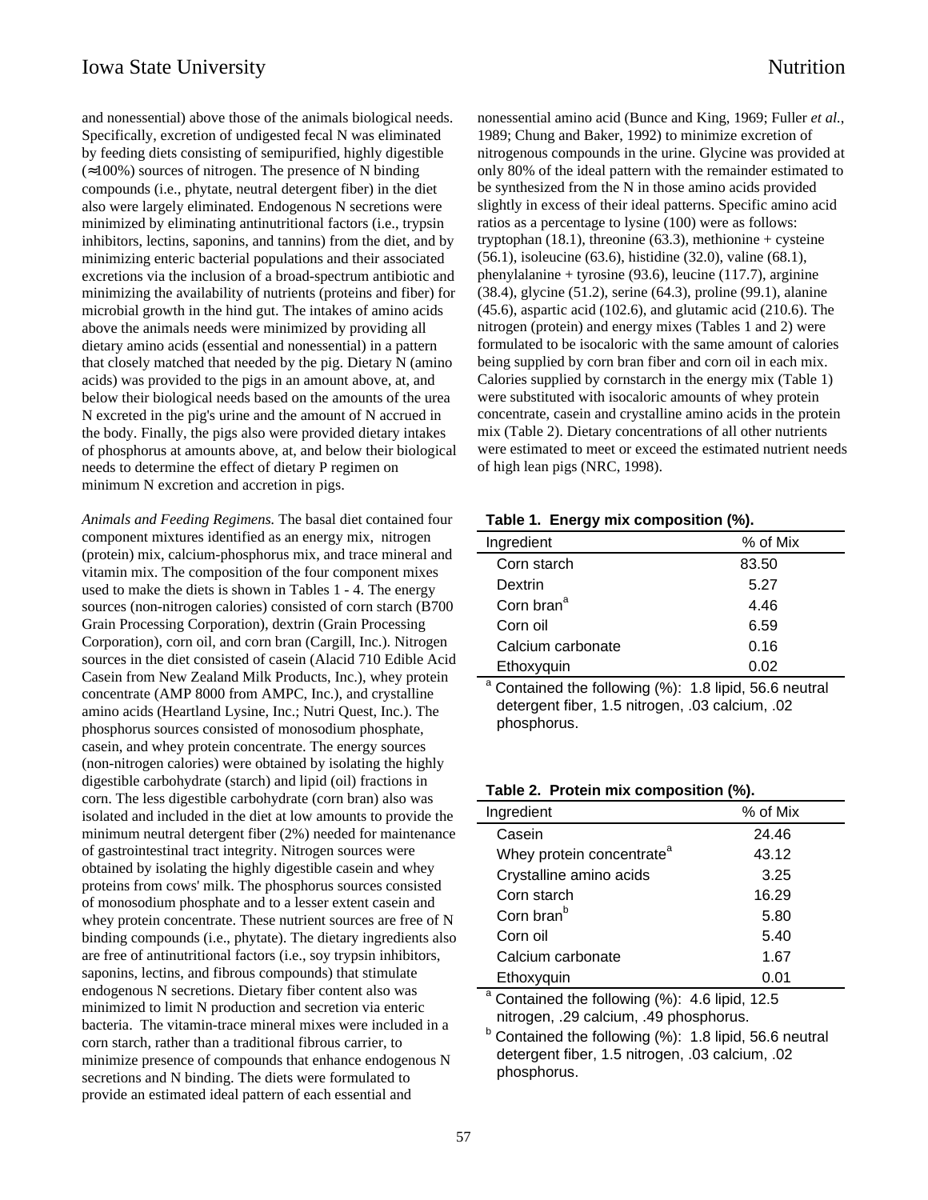and nonessential) above those of the animals biological needs. Specifically, excretion of undigested fecal N was eliminated by feeding diets consisting of semipurified, highly digestible (≈100%) sources of nitrogen. The presence of N binding compounds (i.e., phytate, neutral detergent fiber) in the diet also were largely eliminated. Endogenous N secretions were minimized by eliminating antinutritional factors (i.e., trypsin inhibitors, lectins, saponins, and tannins) from the diet, and by minimizing enteric bacterial populations and their associated excretions via the inclusion of a broad-spectrum antibiotic and minimizing the availability of nutrients (proteins and fiber) for microbial growth in the hind gut. The intakes of amino acids above the animals needs were minimized by providing all dietary amino acids (essential and nonessential) in a pattern that closely matched that needed by the pig. Dietary N (amino acids) was provided to the pigs in an amount above, at, and below their biological needs based on the amounts of the urea N excreted in the pig's urine and the amount of N accrued in the body. Finally, the pigs also were provided dietary intakes of phosphorus at amounts above, at, and below their biological needs to determine the effect of dietary P regimen on minimum N excretion and accretion in pigs.

*Animals and Feeding Regimens.* The basal diet contained four component mixtures identified as an energy mix, nitrogen (protein) mix, calcium-phosphorus mix, and trace mineral and vitamin mix. The composition of the four component mixes used to make the diets is shown in Tables 1 - 4. The energy sources (non-nitrogen calories) consisted of corn starch (B700 Grain Processing Corporation), dextrin (Grain Processing Corporation), corn oil, and corn bran (Cargill, Inc.). Nitrogen sources in the diet consisted of casein (Alacid 710 Edible Acid Casein from New Zealand Milk Products, Inc.), whey protein concentrate (AMP 8000 from AMPC, Inc.), and crystalline amino acids (Heartland Lysine, Inc.; Nutri Quest, Inc.). The phosphorus sources consisted of monosodium phosphate, casein, and whey protein concentrate. The energy sources (non-nitrogen calories) were obtained by isolating the highly digestible carbohydrate (starch) and lipid (oil) fractions in corn. The less digestible carbohydrate (corn bran) also was isolated and included in the diet at low amounts to provide the minimum neutral detergent fiber (2%) needed for maintenance of gastrointestinal tract integrity. Nitrogen sources were obtained by isolating the highly digestible casein and whey proteins from cows' milk. The phosphorus sources consisted of monosodium phosphate and to a lesser extent casein and whey protein concentrate. These nutrient sources are free of N binding compounds (i.e., phytate). The dietary ingredients also are free of antinutritional factors (i.e., soy trypsin inhibitors, saponins, lectins, and fibrous compounds) that stimulate endogenous N secretions. Dietary fiber content also was minimized to limit N production and secretion via enteric bacteria. The vitamin-trace mineral mixes were included in a corn starch, rather than a traditional fibrous carrier, to minimize presence of compounds that enhance endogenous N secretions and N binding. The diets were formulated to provide an estimated ideal pattern of each essential and nonessential amino acid (Bunce and King, 1969; Fuller *et al.*, 1989; Chung and Baker, 1992) to minimize excretion of nitrogenous compounds in the urine. Glycine was provided at only 80% of the ideal pattern with the remainder estimated to be synthesized from the N in those amino acids provided slightly in excess of their ideal patterns. Specific amino acid ratios as a percentage to lysine (100) were as follows: tryptophan (18.1), threonine (63.3), methionine + cysteine (56.1), isoleucine (63.6), histidine (32.0), valine (68.1), phenylalanine + tyrosine (93.6), leucine (117.7), arginine (38.4), glycine (51.2), serine (64.3), proline (99.1), alanine (45.6), aspartic acid (102.6), and glutamic acid (210.6). The nitrogen (protein) and energy mixes (Tables 1 and 2) were formulated to be isocaloric with the same amount of calories being supplied by corn bran fiber and corn oil in each mix. Calories supplied by cornstarch in the energy mix (Table 1) were substituted with isocaloric amounts of whey protein concentrate, casein and crystalline amino acids in the protein mix (Table 2). Dietary concentrations of all other nutrients were estimated to meet or exceed the estimated nutrient needs of high lean pigs (NRC, 1998).

**Table 1. Energy mix composition (%).**

| Ingredient | % of Mix |
|---|---|
| Corn starch | 83.50 |
| Dextrin | 5.27 |
| Corn bran[a] | 4.46 |
| Corn oil | 6.59 |
| Calcium carbonate | 0.16 |
| Ethoxyquin | 0.02 |

[a] Contained the following (%): 1.8 lipid, 56.6 neutral detergent fiber, 1.5 nitrogen, .03 calcium, .02 phosphorus.

**Table 2. Protein mix composition (%).**

| Ingredient | % of Mix |
|---|---|
| Casein | 24.46 |
| Whey protein concentrate[a] | 43.12 |
| Crystalline amino acids | 3.25 |
| Corn starch | 16.29 |
| Corn bran[b] | 5.80 |
| Corn oil | 5.40 |
| Calcium carbonate | 1.67 |
| Ethoxyquin | 0.01 |

[a] Contained the following (%): 4.6 lipid, 12.5 nitrogen, .29 calcium, .49 phosphorus.

[b] Contained the following (%): 1.8 lipid, 56.6 neutral detergent fiber, 1.5 nitrogen, .03 calcium, .02 phosphorus.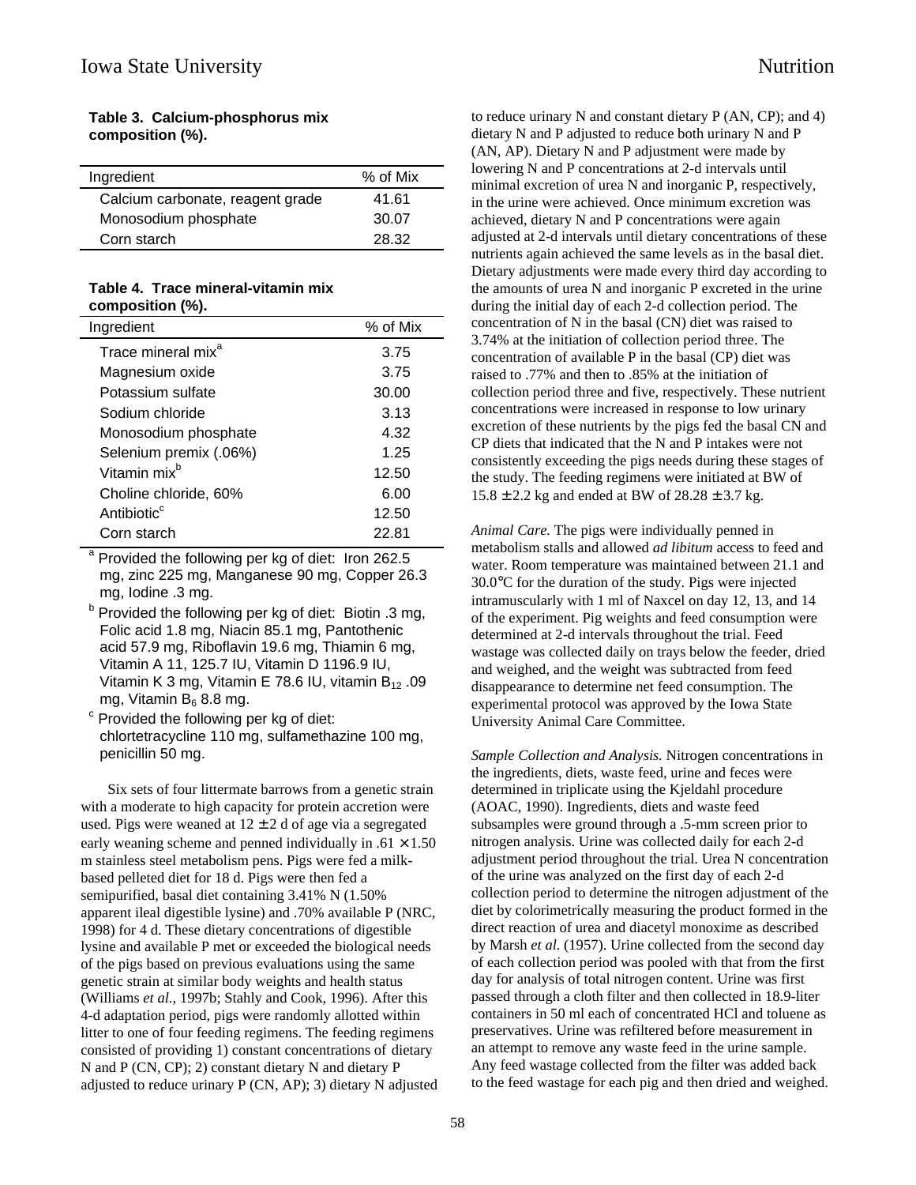**Table 3. Calcium-phosphorus mix composition (%).**

| Ingredient | % of Mix |
|---|---|
| Calcium carbonate, reagent grade | 41.61 |
| Monosodium phosphate | 30.07 |
| Corn starch | 28.32 |

**Table 4. Trace mineral-vitamin mix composition (%).**

| Ingredient | % of Mix |
|---|---|
| Trace mineral mix[a] | 3.75 |
| Magnesium oxide | 3.75 |
| Potassium sulfate | 30.00 |
| Sodium chloride | 3.13 |
| Monosodium phosphate | 4.32 |
| Selenium premix (.06%) | 1.25 |
| Vitamin mix[b] | 12.50 |
| Choline chloride, 60% | 6.00 |
| Antibiotic[c] | 12.50 |
| Corn starch | 22.81 |

[a] Provided the following per kg of diet: Iron 262.5 mg, zinc 225 mg, Manganese 90 mg, Copper 26.3 mg, Iodine .3 mg.

[b] Provided the following per kg of diet: Biotin .3 mg, Folic acid 1.8 mg, Niacin 85.1 mg, Pantothenic acid 57.9 mg, Riboflavin 19.6 mg, Thiamin 6 mg, Vitamin A 11, 125.7 IU, Vitamin D 1196.9 IU, Vitamin K 3 mg, Vitamin E 78.6 IU, vitamin $B_{12}$ .09 mg, Vitamin $B_6$ 8.8 mg.

[c] Provided the following per kg of diet: chlortetracycline 110 mg, sulfamethazine 100 mg, penicillin 50 mg.

Six sets of four littermate barrows from a genetic strain with a moderate to high capacity for protein accretion were used. Pigs were weaned at 12 ± 2 d of age via a segregated early weaning scheme and penned individually in .61 × 1.50 m stainless steel metabolism pens. Pigs were fed a milk-based pelleted diet for 18 d. Pigs were then fed a semipurified, basal diet containing 3.41% N (1.50% apparent ileal digestible lysine) and .70% available P (NRC, 1998) for 4 d. These dietary concentrations of digestible lysine and available P met or exceeded the biological needs of the pigs based on previous evaluations using the same genetic strain at similar body weights and health status (Williams *et al.*, 1997b; Stahly and Cook, 1996). After this 4-d adaptation period, pigs were randomly allotted within litter to one of four feeding regimens. The feeding regimens consisted of providing 1) constant concentrations of dietary N and P (CN, CP); 2) constant dietary N and dietary P adjusted to reduce urinary P (CN, AP); 3) dietary N adjusted to reduce urinary N and constant dietary P (AN, CP); and 4) dietary N and P adjusted to reduce both urinary N and P (AN, AP). Dietary N and P adjustment were made by lowering N and P concentrations at 2-d intervals until minimal excretion of urea N and inorganic P, respectively, in the urine were achieved. Once minimum excretion was achieved, dietary N and P concentrations were again adjusted at 2-d intervals until dietary concentrations of these nutrients again achieved the same levels as in the basal diet. Dietary adjustments were made every third day according to the amounts of urea N and inorganic P excreted in the urine during the initial day of each 2-d collection period. The concentration of N in the basal (CN) diet was raised to 3.74% at the initiation of collection period three. The concentration of available P in the basal (CP) diet was raised to .77% and then to .85% at the initiation of collection period three and five, respectively. These nutrient concentrations were increased in response to low urinary excretion of these nutrients by the pigs fed the basal CN and CP diets that indicated that the N and P intakes were not consistently exceeding the pigs needs during these stages of the study. The feeding regimens were initiated at BW of 15.8 ± 2.2 kg and ended at BW of 28.28 ± 3.7 kg.

*Animal Care.* The pigs were individually penned in metabolism stalls and allowed *ad libitum* access to feed and water. Room temperature was maintained between 21.1 and 30.0°C for the duration of the study. Pigs were injected intramuscularly with 1 ml of Naxcel on day 12, 13, and 14 of the experiment. Pig weights and feed consumption were determined at 2-d intervals throughout the trial. Feed wastage was collected daily on trays below the feeder, dried and weighed, and the weight was subtracted from feed disappearance to determine net feed consumption. The experimental protocol was approved by the Iowa State University Animal Care Committee.

*Sample Collection and Analysis.* Nitrogen concentrations in the ingredients, diets, waste feed, urine and feces were determined in triplicate using the Kjeldahl procedure (AOAC, 1990). Ingredients, diets and waste feed subsamples were ground through a .5-mm screen prior to nitrogen analysis. Urine was collected daily for each 2-d adjustment period throughout the trial. Urea N concentration of the urine was analyzed on the first day of each 2-d collection period to determine the nitrogen adjustment of the diet by colorimetrically measuring the product formed in the direct reaction of urea and diacetyl monoxime as described by Marsh *et al.* (1957). Urine collected from the second day of each collection period was pooled with that from the first day for analysis of total nitrogen content. Urine was first passed through a cloth filter and then collected in 18.9-liter containers in 50 ml each of concentrated HCl and toluene as preservatives. Urine was refiltered before measurement in an attempt to remove any waste feed in the urine sample. Any feed wastage collected from the filter was added back to the feed wastage for each pig and then dried and weighed.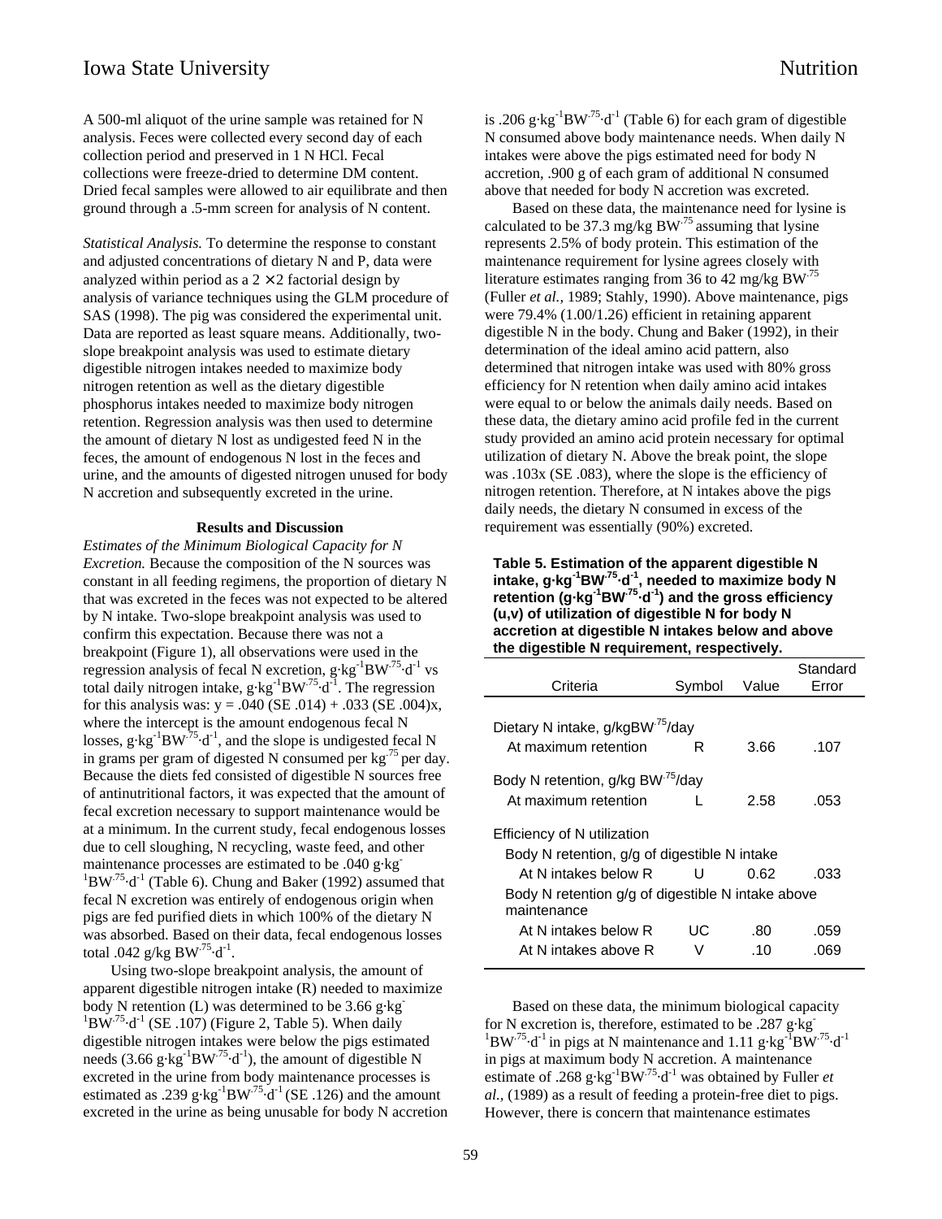A 500-ml aliquot of the urine sample was retained for N analysis. Feces were collected every second day of each collection period and preserved in 1 N HCl. Fecal collections were freeze-dried to determine DM content. Dried fecal samples were allowed to air equilibrate and then ground through a .5-mm screen for analysis of N content.

*Statistical Analysis.* To determine the response to constant and adjusted concentrations of dietary N and P, data were analyzed within period as a $2 \times 2$ factorial design by analysis of variance techniques using the GLM procedure of SAS (1998). The pig was considered the experimental unit. Data are reported as least square means. Additionally, two-slope breakpoint analysis was used to estimate dietary digestible nitrogen intakes needed to maximize body nitrogen retention as well as the dietary digestible phosphorus intakes needed to maximize body nitrogen retention. Regression analysis was then used to determine the amount of dietary N lost as undigested feed N in the feces, the amount of endogenous N lost in the feces and urine, and the amounts of digested nitrogen unused for body N accretion and subsequently excreted in the urine.

## Results and Discussion

*Estimates of the Minimum Biological Capacity for N Excretion.* Because the composition of the N sources was constant in all feeding regimens, the proportion of dietary N that was excreted in the feces was not expected to be altered by N intake. Two-slope breakpoint analysis was used to confirm this expectation. Because there was not a breakpoint (Figure 1), all observations were used in the regression analysis of fecal N excretion, $g{\cdot}kg^{-1}BW^{.75}{\cdot}d^{-1}$ vs total daily nitrogen intake, $g{\cdot}kg^{-1}BW^{.75}{\cdot}d^{-1}$. The regression for this analysis was: y = .040 (SE .014) + .033 (SE .004)x, where the intercept is the amount endogenous fecal N losses, $g{\cdot}kg^{-1}BW^{.75}{\cdot}d^{-1}$, and the slope is undigested fecal N in grams per gram of digested N consumed per $kg^{.75}$ per day. Because the diets fed consisted of digestible N sources free of antinutritional factors, it was expected that the amount of fecal excretion necessary to support maintenance would be at a minimum. In the current study, fecal endogenous losses due to cell sloughing, N recycling, waste feed, and other maintenance processes are estimated to be .040 $g{\cdot}kg^{-1}BW^{.75}{\cdot}d^{-1}$ (Table 6). Chung and Baker (1992) assumed that fecal N excretion was entirely of endogenous origin when pigs are fed purified diets in which 100% of the dietary N was absorbed. Based on their data, fecal endogenous losses total .042 g/kg $BW^{.75}{\cdot}d^{-1}$.

Using two-slope breakpoint analysis, the amount of apparent digestible nitrogen intake (R) needed to maximize body N retention (L) was determined to be 3.66 $g{\cdot}kg^{-1}BW^{.75}{\cdot}d^{-1}$ (SE .107) (Figure 2, Table 5). When daily digestible nitrogen intakes were below the pigs estimated needs (3.66 $g{\cdot}kg^{-1}BW^{.75}{\cdot}d^{-1}$), the amount of digestible N excreted in the urine from body maintenance processes is estimated as .239 $g{\cdot}kg^{-1}BW^{.75}{\cdot}d^{-1}$ (SE .126) and the amount excreted in the urine as being unusable for body N accretion is .206 $g{\cdot}kg^{-1}BW^{.75}{\cdot}d^{-1}$ (Table 6) for each gram of digestible N consumed above body maintenance needs. When daily N intakes were above the pigs estimated need for body N accretion, .900 g of each gram of additional N consumed above that needed for body N accretion was excreted.

Based on these data, the maintenance need for lysine is calculated to be 37.3 mg/kg $BW^{.75}$ assuming that lysine represents 2.5% of body protein. This estimation of the maintenance requirement for lysine agrees closely with literature estimates ranging from 36 to 42 mg/kg $BW^{.75}$ (Fuller *et al.*, 1989; Stahly, 1990). Above maintenance, pigs were 79.4% (1.00/1.26) efficient in retaining apparent digestible N in the body. Chung and Baker (1992), in their determination of the ideal amino acid pattern, also determined that nitrogen intake was used with 80% gross efficiency for N retention when daily amino acid intakes were equal to or below the animals daily needs. Based on these data, the dietary amino acid profile fed in the current study provided an amino acid protein necessary for optimal utilization of dietary N. Above the break point, the slope was .103x (SE .083), where the slope is the efficiency of nitrogen retention. Therefore, at N intakes above the pigs daily needs, the dietary N consumed in excess of the requirement was essentially (90%) excreted.

**Table 5. Estimation of the apparent digestible N intake, $g{\cdot}kg^{-1}BW^{.75}{\cdot}d^{-1}$, needed to maximize body N retention ($g{\cdot}kg^{-1}BW^{.75}{\cdot}d^{-1}$) and the gross efficiency (u,v) of utilization of digestible N for body N accretion at digestible N intakes below and above the digestible N requirement, respectively.**

| Criteria | Symbol | Value | Standard Error |
|---|---|---|---|
| Dietary N intake, g/kgBW$^{.75}$/day | | | |
| At maximum retention | R | 3.66 | .107 |
| Body N retention, g/kg BW$^{.75}$/day | | | |
| At maximum retention | L | 2.58 | .053 |
| Efficiency of N utilization | | | |
| Body N retention, g/g of digestible N intake | | | |
| At N intakes below R | U | 0.62 | .033 |
| Body N retention g/g of digestible N intake above maintenance | | | |
| At N intakes below R | UC | .80 | .059 |
| At N intakes above R | V | .10 | .069 |

Based on these data, the minimum biological capacity for N excretion is, therefore, estimated to be .287 $g{\cdot}kg^{-1}BW^{.75}{\cdot}d^{-1}$ in pigs at N maintenance and 1.11 $g{\cdot}kg^{-1}BW^{.75}{\cdot}d^{-1}$ in pigs at maximum body N accretion. A maintenance estimate of .268 $g{\cdot}kg^{-1}BW^{.75}{\cdot}d^{-1}$ was obtained by Fuller *et al.*, (1989) as a result of feeding a protein-free diet to pigs. However, there is concern that maintenance estimates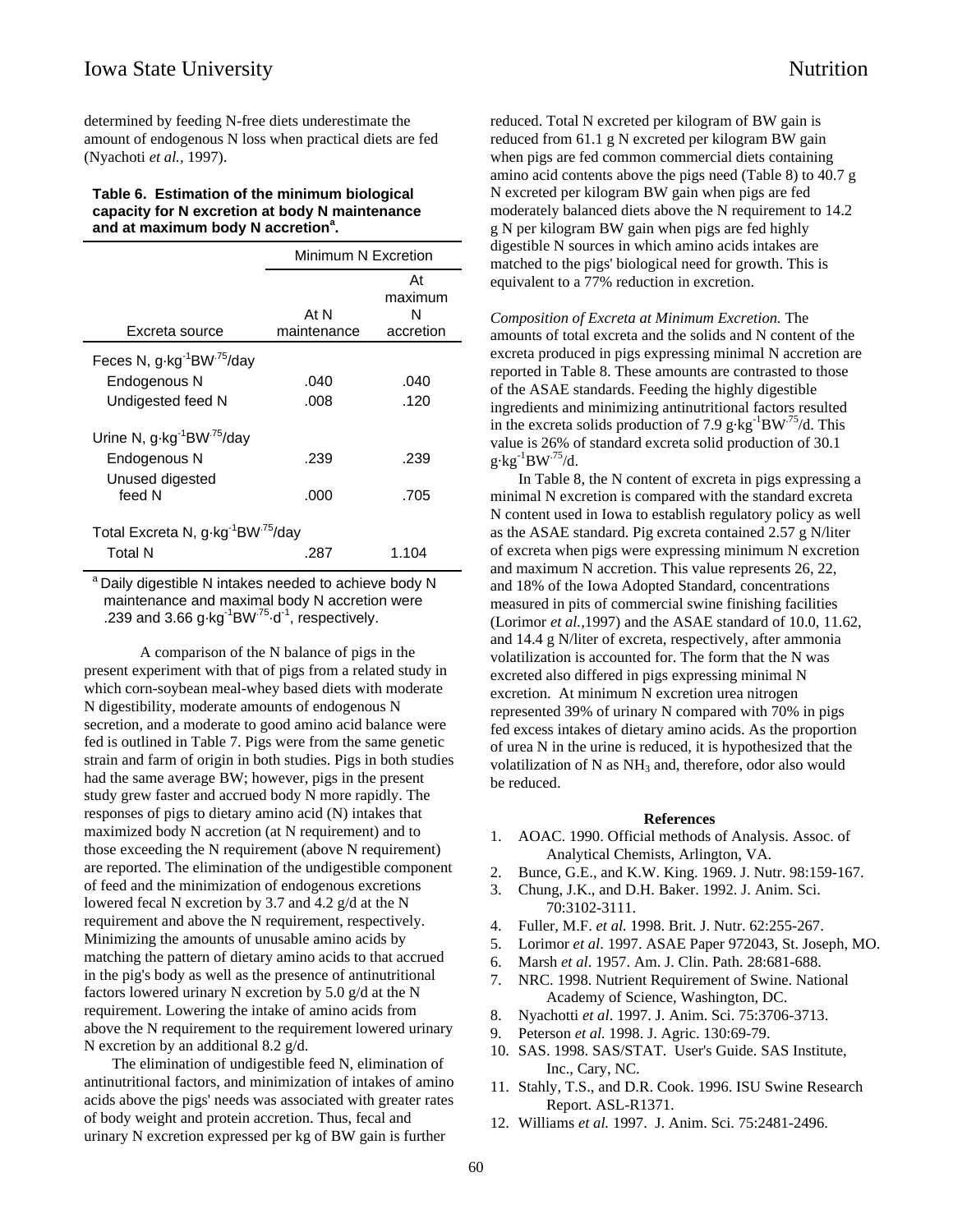determined by feeding N-free diets underestimate the amount of endogenous N loss when practical diets are fed (Nyachoti *et al.*, 1997).

**Table 6. Estimation of the minimum biological capacity for N excretion at body N maintenance and at maximum body N accretion[a].**

| | Minimum N Excretion | |
|---|---|---|
| Excreta source | At N maintenance | At maximum N accretion |
| Feces N, $g \cdot kg^{-1}BW^{.75}$/day | | |
| Endogenous N | .040 | .040 |
| Undigested feed N | .008 | .120 |
| Urine N, $g \cdot kg^{-1}BW^{.75}$/day | | |
| Endogenous N | .239 | .239 |
| Unused digested feed N | .000 | .705 |
| Total Excreta N, $g \cdot kg^{-1}BW^{.75}$/day | | |
| Total N | .287 | 1.104 |

[a] Daily digestible N intakes needed to achieve body N maintenance and maximal body N accretion were .239 and 3.66 $g \cdot kg^{-1}BW^{.75} \cdot d^{-1}$, respectively.

A comparison of the N balance of pigs in the present experiment with that of pigs from a related study in which corn-soybean meal-whey based diets with moderate N digestibility, moderate amounts of endogenous N secretion, and a moderate to good amino acid balance were fed is outlined in Table 7. Pigs were from the same genetic strain and farm of origin in both studies. Pigs in both studies had the same average BW; however, pigs in the present study grew faster and accrued body N more rapidly. The responses of pigs to dietary amino acid (N) intakes that maximized body N accretion (at N requirement) and to those exceeding the N requirement (above N requirement) are reported. The elimination of the undigestible component of feed and the minimization of endogenous excretions lowered fecal N excretion by 3.7 and 4.2 g/d at the N requirement and above the N requirement, respectively. Minimizing the amounts of unusable amino acids by matching the pattern of dietary amino acids to that accrued in the pig's body as well as the presence of antinutritional factors lowered urinary N excretion by 5.0 g/d at the N requirement. Lowering the intake of amino acids from above the N requirement to the requirement lowered urinary N excretion by an additional 8.2 g/d.

The elimination of undigestible feed N, elimination of antinutritional factors, and minimization of intakes of amino acids above the pigs' needs was associated with greater rates of body weight and protein accretion. Thus, fecal and urinary N excretion expressed per kg of BW gain is further reduced. Total N excreted per kilogram of BW gain is reduced from 61.1 g N excreted per kilogram BW gain when pigs are fed common commercial diets containing amino acid contents above the pigs need (Table 8) to 40.7 g N excreted per kilogram BW gain when pigs are fed moderately balanced diets above the N requirement to 14.2 g N per kilogram BW gain when pigs are fed highly digestible N sources in which amino acids intakes are matched to the pigs' biological need for growth. This is equivalent to a 77% reduction in excretion.

*Composition of Excreta at Minimum Excretion.* The amounts of total excreta and the solids and N content of the excreta produced in pigs expressing minimal N accretion are reported in Table 8. These amounts are contrasted to those of the ASAE standards. Feeding the highly digestible ingredients and minimizing antinutritional factors resulted in the excreta solids production of 7.9 $g \cdot kg^{-1}BW^{.75}$/d. This value is 26% of standard excreta solid production of 30.1 $g \cdot kg^{-1}BW^{.75}$/d.

In Table 8, the N content of excreta in pigs expressing a minimal N excretion is compared with the standard excreta N content used in Iowa to establish regulatory policy as well as the ASAE standard. Pig excreta contained 2.57 g N/liter of excreta when pigs were expressing minimum N excretion and maximum N accretion. This value represents 26, 22, and 18% of the Iowa Adopted Standard, concentrations measured in pits of commercial swine finishing facilities (Lorimor *et al.*,1997) and the ASAE standard of 10.0, 11.62, and 14.4 g N/liter of excreta, respectively, after ammonia volatilization is accounted for. The form that the N was excreted also differed in pigs expressing minimal N excretion. At minimum N excretion urea nitrogen represented 39% of urinary N compared with 70% in pigs fed excess intakes of dietary amino acids. As the proportion of urea N in the urine is reduced, it is hypothesized that the volatilization of N as $NH_3$ and, therefore, odor also would be reduced.

**References**

1. AOAC. 1990. Official methods of Analysis. Assoc. of Analytical Chemists, Arlington, VA.
2. Bunce, G.E., and K.W. King. 1969. J. Nutr. 98:159-167.
3. Chung, J.K., and D.H. Baker. 1992. J. Anim. Sci. 70:3102-3111.
4. Fuller, M.F. *et al.* 1998. Brit. J. Nutr. 62:255-267.
5. Lorimor *et al*. 1997. ASAE Paper 972043, St. Joseph, MO.
6. Marsh *et al*. 1957. Am. J. Clin. Path. 28:681-688.
7. NRC. 1998. Nutrient Requirement of Swine. National Academy of Science, Washington, DC.
8. Nyachotti *et al*. 1997. J. Anim. Sci. 75:3706-3713.
9. Peterson *et al.* 1998. J. Agric. 130:69-79.
10. SAS. 1998. SAS/STAT. User's Guide. SAS Institute, Inc., Cary, NC.
11. Stahly, T.S., and D.R. Cook. 1996. ISU Swine Research Report. ASL-R1371.
12. Williams *et al.* 1997. J. Anim. Sci. 75:2481-2496.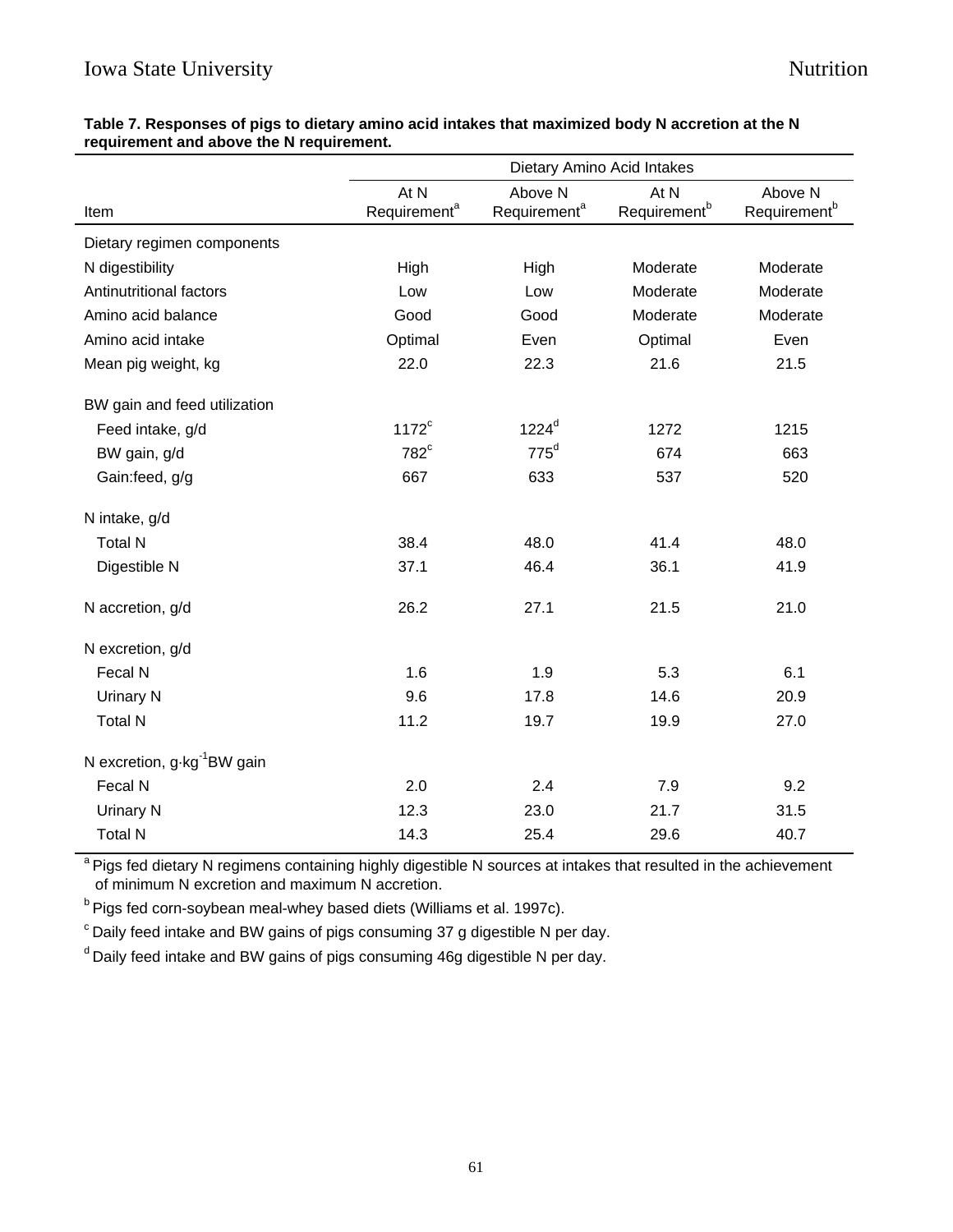**Table 7. Responses of pigs to dietary amino acid intakes that maximized body N accretion at the N requirement and above the N requirement.**

| Item | Dietary Amino Acid Intakes | | | |
|---|---|---|---|---|
| | At N Requirement[a] | Above N Requirement[a] | At N Requirement[b] | Above N Requirement[b] |
| Dietary regimen components | | | | |
| N digestibility | High | High | Moderate | Moderate |
| Antinutritional factors | Low | Low | Moderate | Moderate |
| Amino acid balance | Good | Good | Moderate | Moderate |
| Amino acid intake | Optimal | Even | Optimal | Even |
| Mean pig weight, kg | 22.0 | 22.3 | 21.6 | 21.5 |
| BW gain and feed utilization | | | | |
| Feed intake, g/d | 1172[c] | 1224[d] | 1272 | 1215 |
| BW gain, g/d | 782[c] | 775[d] | 674 | 663 |
| Gain:feed, g/g | 667 | 633 | 537 | 520 |
| N intake, g/d | | | | |
| Total N | 38.4 | 48.0 | 41.4 | 48.0 |
| Digestible N | 37.1 | 46.4 | 36.1 | 41.9 |
| N accretion, g/d | 26.2 | 27.1 | 21.5 | 21.0 |
| N excretion, g/d | | | | |
| Fecal N | 1.6 | 1.9 | 5.3 | 6.1 |
| Urinary N | 9.6 | 17.8 | 14.6 | 20.9 |
| Total N | 11.2 | 19.7 | 19.9 | 27.0 |
| N excretion, $g \cdot kg^{-1}$ BW gain | | | | |
| Fecal N | 2.0 | 2.4 | 7.9 | 9.2 |
| Urinary N | 12.3 | 23.0 | 21.7 | 31.5 |
| Total N | 14.3 | 25.4 | 29.6 | 40.7 |

[a] Pigs fed dietary N regimens containing highly digestible N sources at intakes that resulted in the achievement of minimum N excretion and maximum N accretion.

[b] Pigs fed corn-soybean meal-whey based diets (Williams et al. 1997c).

[c] Daily feed intake and BW gains of pigs consuming 37 g digestible N per day.

[d] Daily feed intake and BW gains of pigs consuming 46g digestible N per day.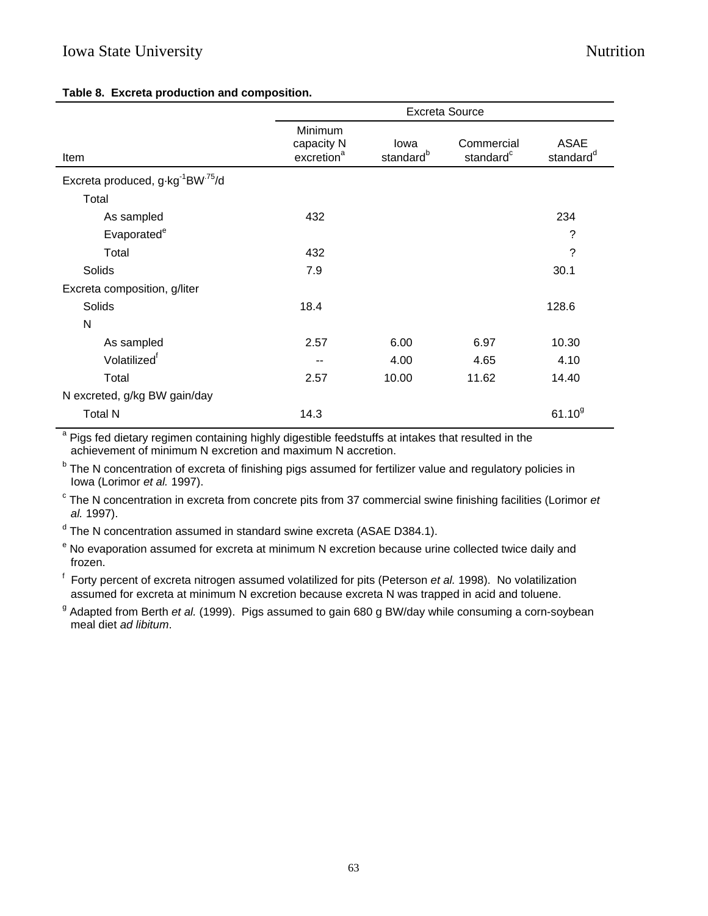**Table 8. Excreta production and composition.**

| Item | Excreta Source | | | |
|---|---|---|---|---|
| | Minimum capacity N excretion[a] | Iowa standard[b] | Commercial standard[c] | ASAE standard[d] |
| Excreta produced, $g \cdot kg^{-1} BW^{.75}/d$ | | | | |
| Total | | | | |
| As sampled | 432 | | | 234 |
| Evaporated[e] | | | | ? |
| Total | 432 | | | ? |
| Solids | 7.9 | | | 30.1 |
| Excreta composition, g/liter | | | | |
| Solids | 18.4 | | | 128.6 |
| N | | | | |
| As sampled | 2.57 | 6.00 | 6.97 | 10.30 |
| Volatilized[f] | -- | 4.00 | 4.65 | 4.10 |
| Total | 2.57 | 10.00 | 11.62 | 14.40 |
| N excreted, g/kg BW gain/day | | | | |
| Total N | 14.3 | | | 61.10[g] |

[a] Pigs fed dietary regimen containing highly digestible feedstuffs at intakes that resulted in the achievement of minimum N excretion and maximum N accretion.

[b] The N concentration of excreta of finishing pigs assumed for fertilizer value and regulatory policies in Iowa (Lorimor *et al.* 1997).

[c] The N concentration in excreta from concrete pits from 37 commercial swine finishing facilities (Lorimor *et al.* 1997).

[d] The N concentration assumed in standard swine excreta (ASAE D384.1).

[e] No evaporation assumed for excreta at minimum N excretion because urine collected twice daily and frozen.

[f] Forty percent of excreta nitrogen assumed volatilized for pits (Peterson *et al.* 1998). No volatilization assumed for excreta at minimum N excretion because excreta N was trapped in acid and toluene.

[g] Adapted from Berth *et al.* (1999). Pigs assumed to gain 680 g BW/day while consuming a corn-soybean meal diet *ad libitum*.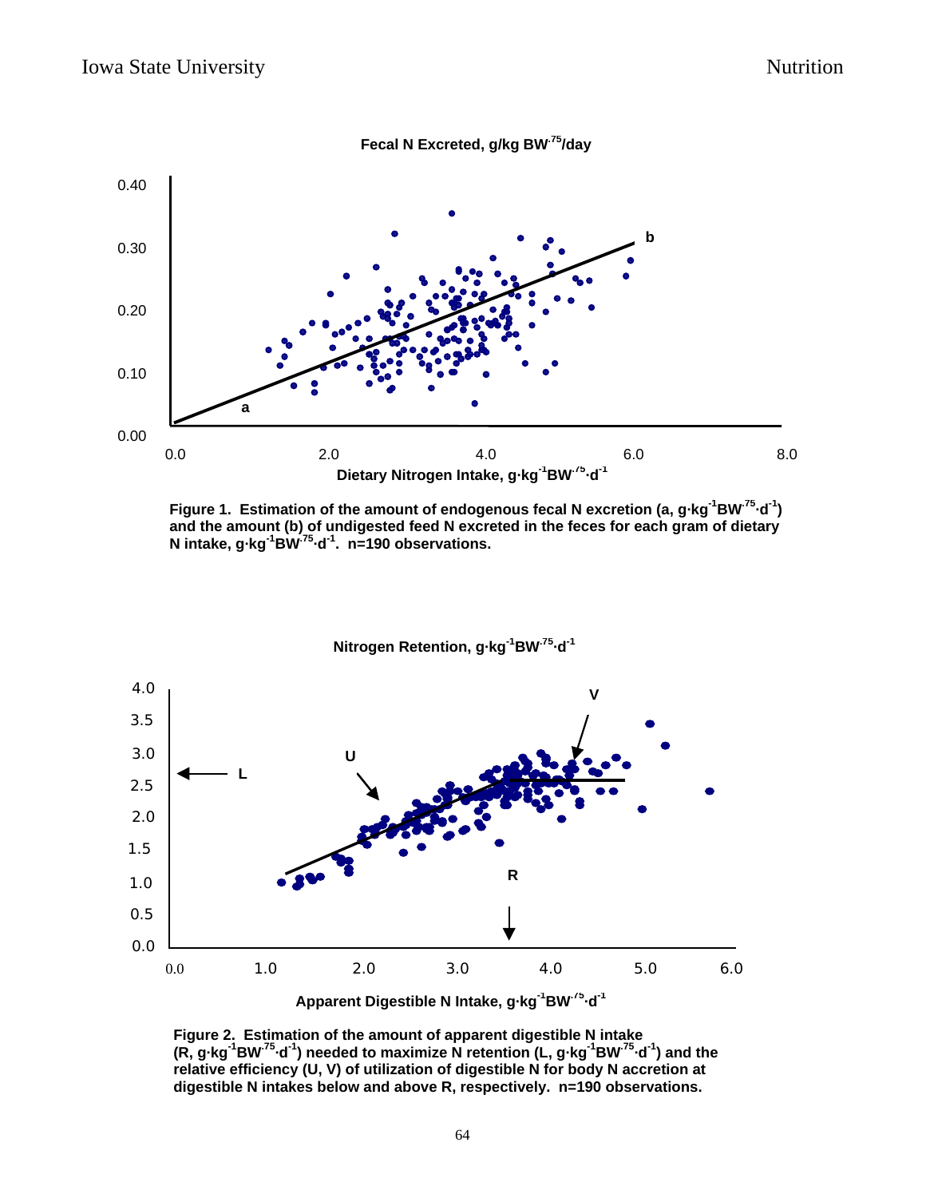Fecal N Excreted, g/kg BW$^{.75}$/day

0.40
0.30
0.20
0.10
0.00

b

a

0.0
2.0
4.0
6.0
8.0

Dietary Nitrogen Intake, g·kg$^{-1}$BW$^{.75}$·d$^{-1}$

**Figure 1. Estimation of the amount of endogenous fecal N excretion (a, g·kg$^{-1}$BW$^{.75}$·d$^{-1}$) and the amount (b) of undigested feed N excreted in the feces for each gram of dietary N intake, g·kg$^{-1}$BW$^{.75}$·d$^{-1}$. n=190 observations.**

Nitrogen Retention, g·kg$^{-1}$BW$^{.75}$·d$^{-1}$

4.0
3.5
3.0
2.5
2.0
1.5
1.0
0.5
0.0

V

U

L

R

0.0
1.0
2.0
3.0
4.0
5.0
6.0

Apparent Digestible N Intake, g·kg$^{-1}$BW$^{.75}$·d$^{-1}$

**Figure 2. Estimation of the amount of apparent digestible N intake (R, g·kg$^{-1}$BW$^{.75}$·d$^{-1}$) needed to maximize N retention (L, g·kg$^{-1}$BW$^{.75}$·d$^{-1}$) and the relative efficiency (U, V) of utilization of digestible N for body N accretion at digestible N intakes below and above R, respectively. n=190 observations.**